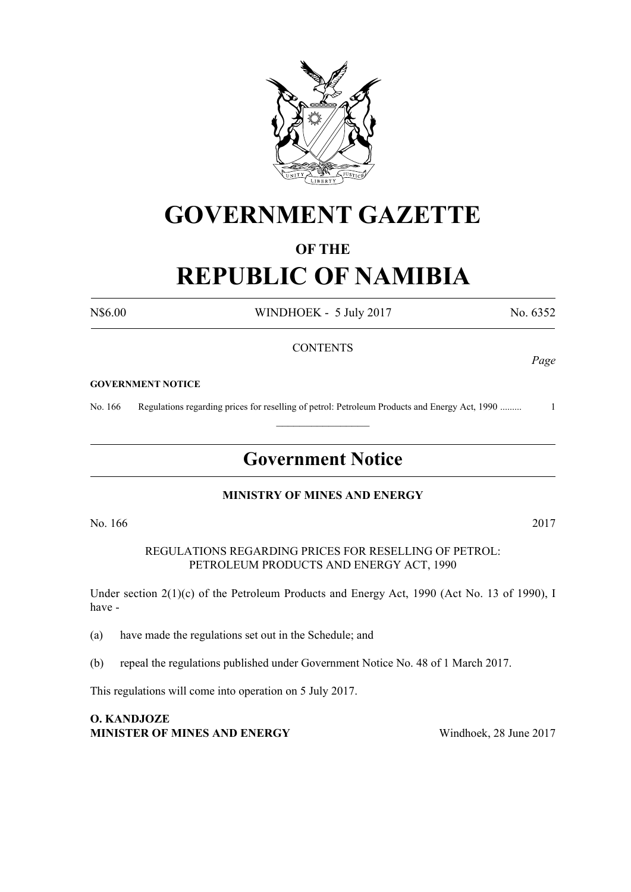# GOVERNMENT GAZETTE

## OF THE

# REPUBLIC OF NAMIBIA

N$6.00 WINDHOEK - 5 July 2017 No. 6352

CONTENTS

*Page*

**GOVERNMENT NOTICE**

No. 166 Regulations regarding prices for reselling of petrol: Petroleum Products and Energy Act, 1990 ......... 1

---

## Government Notice

**MINISTRY OF MINES AND ENERGY**

No. 166 2017

REGULATIONS REGARDING PRICES FOR RESELLING OF PETROL: PETROLEUM PRODUCTS AND ENERGY ACT, 1990

Under section 2(1)(c) of the Petroleum Products and Energy Act, 1990 (Act No. 13 of 1990), I have -

(a) have made the regulations set out in the Schedule; and

(b) repeal the regulations published under Government Notice No. 48 of 1 March 2017.

This regulations will come into operation on 5 July 2017.

**O. KANDJOZE**
**MINISTER OF MINES AND ENERGY** Windhoek, 28 June 2017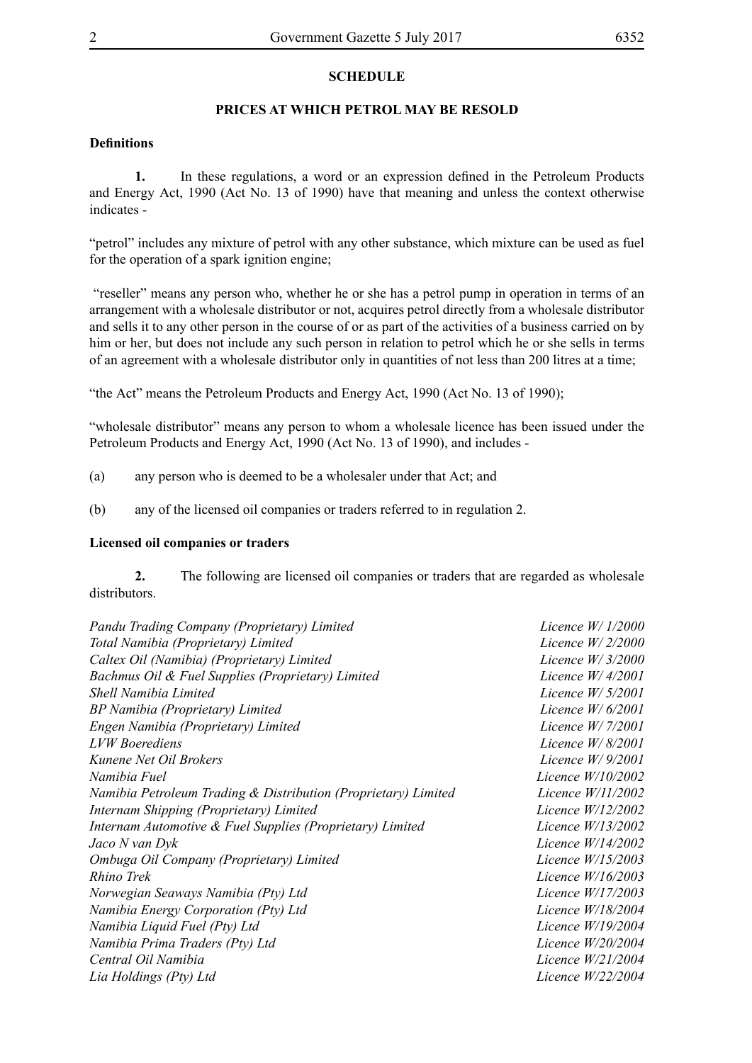## SCHEDULE

## PRICES AT WHICH PETROL MAY BE RESOLD

**Definitions**

**1.** In these regulations, a word or an expression defined in the Petroleum Products and Energy Act, 1990 (Act No. 13 of 1990) have that meaning and unless the context otherwise indicates -

"petrol" includes any mixture of petrol with any other substance, which mixture can be used as fuel for the operation of a spark ignition engine;

"reseller" means any person who, whether he or she has a petrol pump in operation in terms of an arrangement with a wholesale distributor or not, acquires petrol directly from a wholesale distributor and sells it to any other person in the course of or as part of the activities of a business carried on by him or her, but does not include any such person in relation to petrol which he or she sells in terms of an agreement with a wholesale distributor only in quantities of not less than 200 litres at a time;

"the Act" means the Petroleum Products and Energy Act, 1990 (Act No. 13 of 1990);

"wholesale distributor" means any person to whom a wholesale licence has been issued under the Petroleum Products and Energy Act, 1990 (Act No. 13 of 1990), and includes -

(a) any person who is deemed to be a wholesaler under that Act; and

(b) any of the licensed oil companies or traders referred to in regulation 2.

**Licensed oil companies or traders**

**2.** The following are licensed oil companies or traders that are regarded as wholesale distributors.

| | |
|---|---|
| *Pandu Trading Company (Proprietary) Limited* | *Licence W/ 1/2000* |
| *Total Namibia (Proprietary) Limited* | *Licence W/ 2/2000* |
| *Caltex Oil (Namibia) (Proprietary) Limited* | *Licence W/ 3/2000* |
| *Bachmus Oil & Fuel Supplies (Proprietary) Limited* | *Licence W/ 4/2001* |
| *Shell Namibia Limited* | *Licence W/ 5/2001* |
| *BP Namibia (Proprietary) Limited* | *Licence W/ 6/2001* |
| *Engen Namibia (Proprietary) Limited* | *Licence W/ 7/2001* |
| *LVW Boerediens* | *Licence W/ 8/2001* |
| *Kunene Net Oil Brokers* | *Licence W/ 9/2001* |
| *Namibia Fuel* | *Licence W/10/2002* |
| *Namibia Petroleum Trading & Distribution (Proprietary) Limited* | *Licence W/11/2002* |
| *Internam Shipping (Proprietary) Limited* | *Licence W/12/2002* |
| *Internam Automotive & Fuel Supplies (Proprietary) Limited* | *Licence W/13/2002* |
| *Jaco N van Dyk* | *Licence W/14/2002* |
| *Ombuga Oil Company (Proprietary) Limited* | *Licence W/15/2003* |
| *Rhino Trek* | *Licence W/16/2003* |
| *Norwegian Seaways Namibia (Pty) Ltd* | *Licence W/17/2003* |
| *Namibia Energy Corporation (Pty) Ltd* | *Licence W/18/2004* |
| *Namibia Liquid Fuel (Pty) Ltd* | *Licence W/19/2004* |
| *Namibia Prima Traders (Pty) Ltd* | *Licence W/20/2004* |
| *Central Oil Namibia* | *Licence W/21/2004* |
| *Lia Holdings (Pty) Ltd* | *Licence W/22/2004* |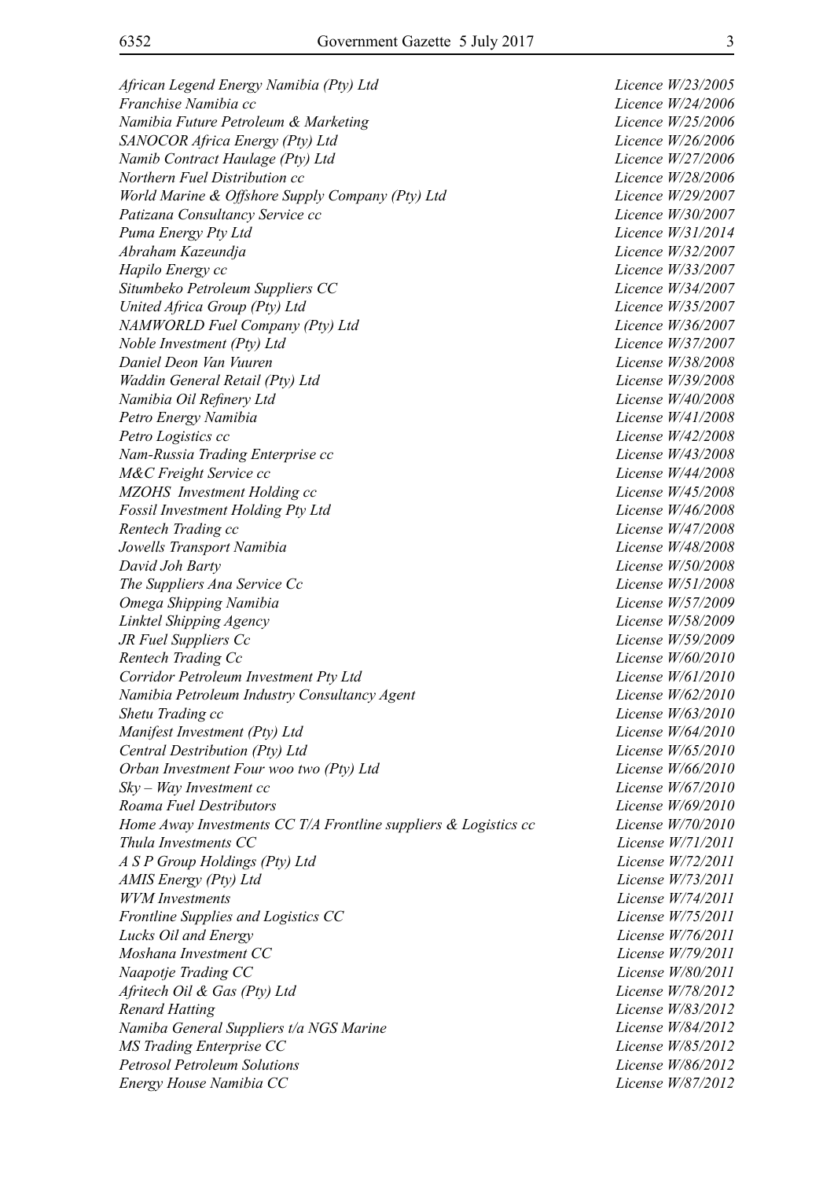| | |
|---|---|
| *African Legend Energy Namibia (Pty) Ltd* | *Licence W/23/2005* |
| *Franchise Namibia cc* | *Licence W/24/2006* |
| *Namibia Future Petroleum & Marketing* | *Licence W/25/2006* |
| *SANOCOR Africa Energy (Pty) Ltd* | *Licence W/26/2006* |
| *Namib Contract Haulage (Pty) Ltd* | *Licence W/27/2006* |
| *Northern Fuel Distribution cc* | *Licence W/28/2006* |
| *World Marine & Offshore Supply Company (Pty) Ltd* | *Licence W/29/2007* |
| *Patizana Consultancy Service cc* | *Licence W/30/2007* |
| *Puma Energy Pty Ltd* | *Licence W/31/2014* |
| *Abraham Kazeundja* | *Licence W/32/2007* |
| *Hapilo Energy cc* | *Licence W/33/2007* |
| *Situmbeko Petroleum Suppliers CC* | *Licence W/34/2007* |
| *United Africa Group (Pty) Ltd* | *Licence W/35/2007* |
| *NAMWORLD Fuel Company (Pty) Ltd* | *Licence W/36/2007* |
| *Noble Investment (Pty) Ltd* | *Licence W/37/2007* |
| *Daniel Deon Van Vuuren* | *License W/38/2008* |
| *Waddin General Retail (Pty) Ltd* | *License W/39/2008* |
| *Namibia Oil Refinery Ltd* | *License W/40/2008* |
| *Petro Energy Namibia* | *License W/41/2008* |
| *Petro Logistics cc* | *License W/42/2008* |
| *Nam-Russia Trading Enterprise cc* | *License W/43/2008* |
| *M&C Freight Service cc* | *License W/44/2008* |
| *MZOHS Investment Holding cc* | *License W/45/2008* |
| *Fossil Investment Holding Pty Ltd* | *License W/46/2008* |
| *Rentech Trading cc* | *License W/47/2008* |
| *Jowells Transport Namibia* | *License W/48/2008* |
| *David Joh Barty* | *License W/50/2008* |
| *The Suppliers Ana Service Cc* | *License W/51/2008* |
| *Omega Shipping Namibia* | *License W/57/2009* |
| *Linktel Shipping Agency* | *License W/58/2009* |
| *JR Fuel Suppliers Cc* | *License W/59/2009* |
| *Rentech Trading Cc* | *License W/60/2010* |
| *Corridor Petroleum Investment Pty Ltd* | *License W/61/2010* |
| *Namibia Petroleum Industry Consultancy Agent* | *License W/62/2010* |
| *Shetu Trading cc* | *License W/63/2010* |
| *Manifest Investment (Pty) Ltd* | *License W/64/2010* |
| *Central Destribution (Pty) Ltd* | *License W/65/2010* |
| *Orban Investment Four woo two (Pty) Ltd* | *License W/66/2010* |
| *Sky – Way Investment cc* | *License W/67/2010* |
| *Roama Fuel Destributors* | *License W/69/2010* |
| *Home Away Investments CC T/A Frontline suppliers & Logistics cc* | *License W/70/2010* |
| *Thula Investments CC* | *License W/71/2011* |
| *A S P Group Holdings (Pty) Ltd* | *License W/72/2011* |
| *AMIS Energy (Pty) Ltd* | *License W/73/2011* |
| *WVM Investments* | *License W/74/2011* |
| *Frontline Supplies and Logistics CC* | *License W/75/2011* |
| *Lucks Oil and Energy* | *License W/76/2011* |
| *Moshana Investment CC* | *License W/79/2011* |
| *Naapotje Trading CC* | *License W/80/2011* |
| *Afritech Oil & Gas (Pty) Ltd* | *License W/78/2012* |
| *Renard Hatting* | *License W/83/2012* |
| *Namiba General Suppliers t/a NGS Marine* | *License W/84/2012* |
| *MS Trading Enterprise CC* | *License W/85/2012* |
| *Petrosol Petroleum Solutions* | *License W/86/2012* |
| *Energy House Namibia CC* | *License W/87/2012* |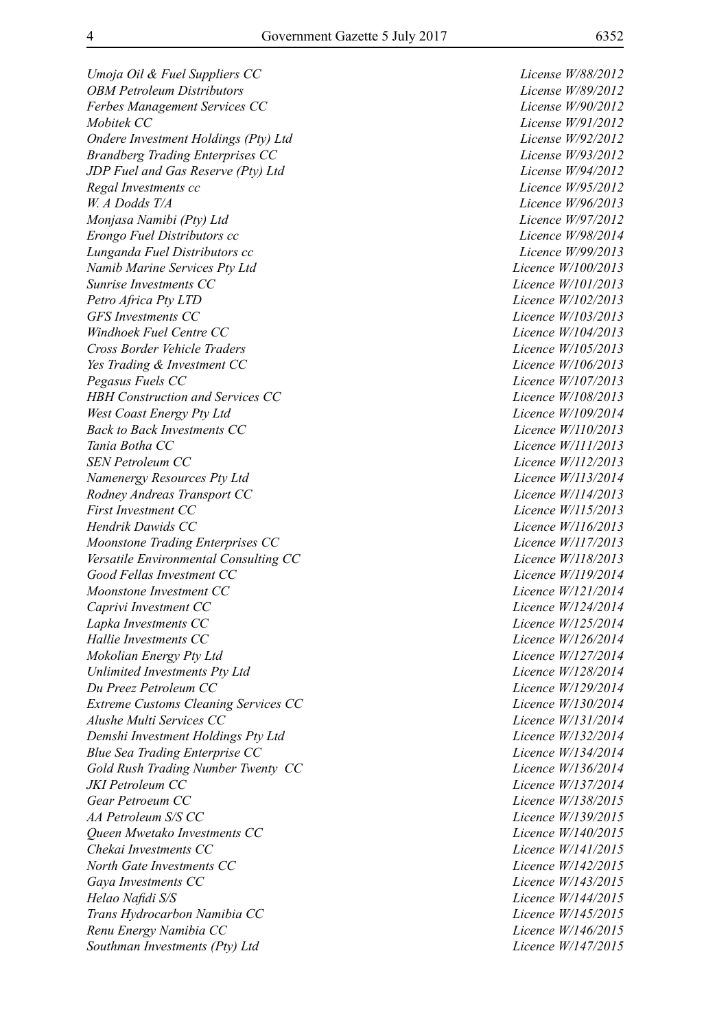| | |
|---|---|
| *Umoja Oil & Fuel Suppliers CC* | *License W/88/2012* |
| *OBM Petroleum Distributors* | *License W/89/2012* |
| *Ferbes Management Services CC* | *License W/90/2012* |
| *Mobitek CC* | *License W/91/2012* |
| *Ondere Investment Holdings (Pty) Ltd* | *License W/92/2012* |
| *Brandberg Trading Enterprises CC* | *License W/93/2012* |
| *JDP Fuel and Gas Reserve (Pty) Ltd* | *License W/94/2012* |
| *Regal Investments cc* | *Licence W/95/2012* |
| *W. A Dodds T/A* | *Licence W/96/2013* |
| *Monjasa Namibi (Pty) Ltd* | *Licence W/97/2012* |
| *Erongo Fuel Distributors cc* | *Licence W/98/2014* |
| *Lunganda Fuel Distributors cc* | *Licence W/99/2013* |
| *Namib Marine Services Pty Ltd* | *Licence W/100/2013* |
| *Sunrise Investments CC* | *Licence W/101/2013* |
| *Petro Africa Pty LTD* | *Licence W/102/2013* |
| *GFS Investments CC* | *Licence W/103/2013* |
| *Windhoek Fuel Centre CC* | *Licence W/104/2013* |
| *Cross Border Vehicle Traders* | *Licence W/105/2013* |
| *Yes Trading & Investment CC* | *Licence W/106/2013* |
| *Pegasus Fuels CC* | *Licence W/107/2013* |
| *HBH Construction and Services CC* | *Licence W/108/2013* |
| *West Coast Energy Pty Ltd* | *Licence W/109/2014* |
| *Back to Back Investments CC* | *Licence W/110/2013* |
| *Tania Botha CC* | *Licence W/111/2013* |
| *SEN Petroleum CC* | *Licence W/112/2013* |
| *Namenergy Resources Pty Ltd* | *Licence W/113/2014* |
| *Rodney Andreas Transport CC* | *Licence W/114/2013* |
| *First Investment CC* | *Licence W/115/2013* |
| *Hendrik Dawids CC* | *Licence W/116/2013* |
| *Moonstone Trading Enterprises CC* | *Licence W/117/2013* |
| *Versatile Environmental Consulting CC* | *Licence W/118/2013* |
| *Good Fellas Investment CC* | *Licence W/119/2014* |
| *Moonstone Investment CC* | *Licence W/121/2014* |
| *Caprivi Investment CC* | *Licence W/124/2014* |
| *Lapka Investments CC* | *Licence W/125/2014* |
| *Hallie Investments CC* | *Licence W/126/2014* |
| *Mokolian Energy Pty Ltd* | *Licence W/127/2014* |
| *Unlimited Investments Pty Ltd* | *Licence W/128/2014* |
| *Du Preez Petroleum CC* | *Licence W/129/2014* |
| *Extreme Customs Cleaning Services CC* | *Licence W/130/2014* |
| *Alushe Multi Services CC* | *Licence W/131/2014* |
| *Demshi Investment Holdings Pty Ltd* | *Licence W/132/2014* |
| *Blue Sea Trading Enterprise CC* | *Licence W/134/2014* |
| *Gold Rush Trading Number Twenty CC* | *Licence W/136/2014* |
| *JKI Petroleum CC* | *Licence W/137/2014* |
| *Gear Petroeum CC* | *Licence W/138/2015* |
| *AA Petroleum S/S CC* | *Licence W/139/2015* |
| *Queen Mwetako Investments CC* | *Licence W/140/2015* |
| *Chekai Investments CC* | *Licence W/141/2015* |
| *North Gate Investments CC* | *Licence W/142/2015* |
| *Gaya Investments CC* | *Licence W/143/2015* |
| *Helao Nafidi S/S* | *Licence W/144/2015* |
| *Trans Hydrocarbon Namibia CC* | *Licence W/145/2015* |
| *Renu Energy Namibia CC* | *Licence W/146/2015* |
| *Southman Investments (Pty) Ltd* | *Licence W/147/2015* |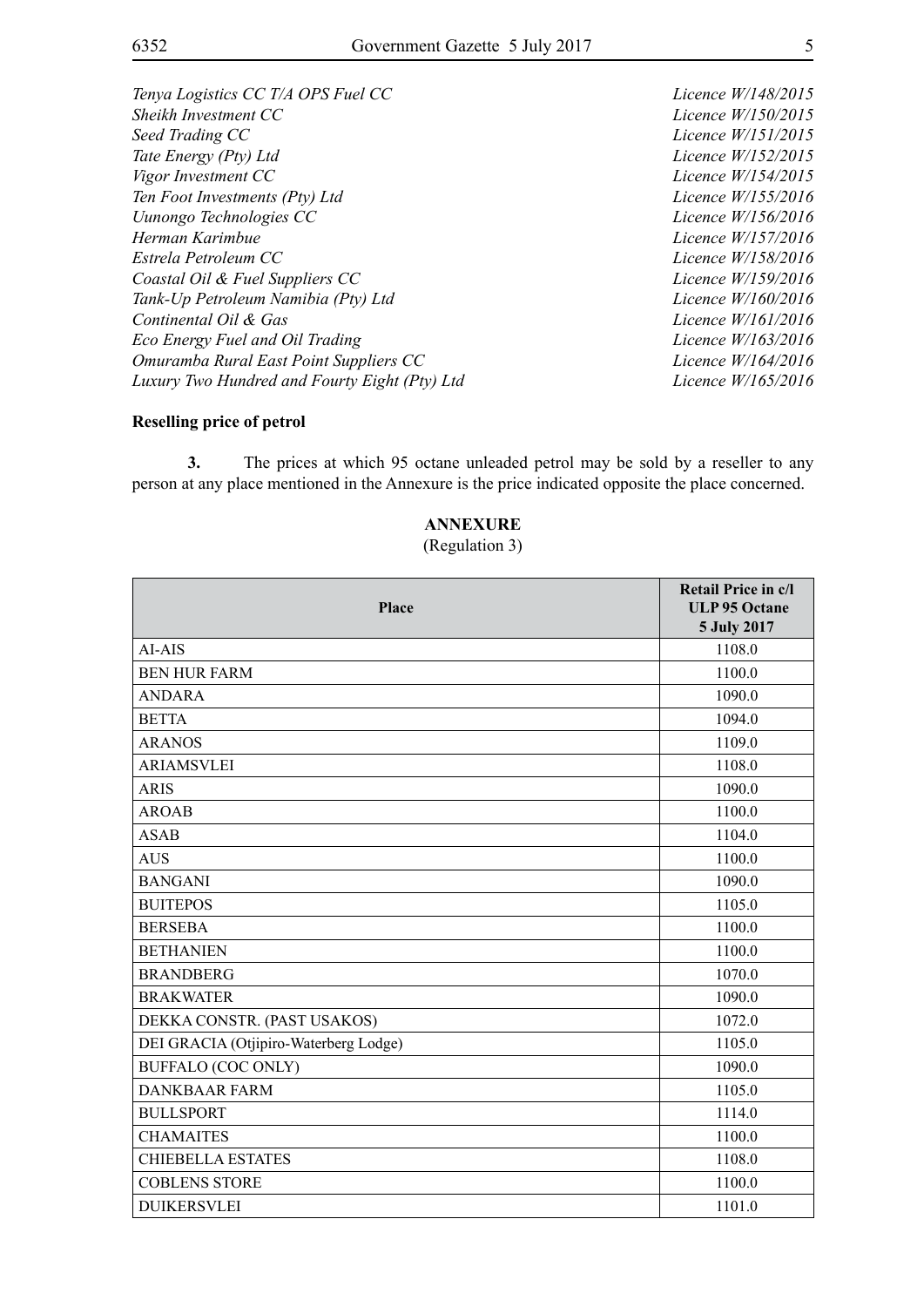*Tenya Logistics CC T/A OPS Fuel CC* *Licence W/148/2015*
*Sheikh Investment CC* *Licence W/150/2015*
*Seed Trading CC* *Licence W/151/2015*
*Tate Energy (Pty) Ltd* *Licence W/152/2015*
*Vigor Investment CC* *Licence W/154/2015*
*Ten Foot Investments (Pty) Ltd* *Licence W/155/2016*
*Uunongo Technologies CC* *Licence W/156/2016*
*Herman Karimbue* *Licence W/157/2016*
*Estrela Petroleum CC* *Licence W/158/2016*
*Coastal Oil & Fuel Suppliers CC* *Licence W/159/2016*
*Tank-Up Petroleum Namibia (Pty) Ltd* *Licence W/160/2016*
*Continental Oil & Gas* *Licence W/161/2016*
*Eco Energy Fuel and Oil Trading* *Licence W/163/2016*
*Omuramba Rural East Point Suppliers CC* *Licence W/164/2016*
*Luxury Two Hundred and Fourty Eight (Pty) Ltd* *Licence W/165/2016*

**Reselling price of petrol**

**3.** The prices at which 95 octane unleaded petrol may be sold by a reseller to any person at any place mentioned in the Annexure is the price indicated opposite the place concerned.

**ANNEXURE**
(Regulation 3)

| Place | Retail Price in c/l ULP 95 Octane 5 July 2017 |
|---|---|
| AI-AIS | 1108.0 |
| BEN HUR FARM | 1100.0 |
| ANDARA | 1090.0 |
| BETTA | 1094.0 |
| ARANOS | 1109.0 |
| ARIAMSVLEI | 1108.0 |
| ARIS | 1090.0 |
| AROAB | 1100.0 |
| ASAB | 1104.0 |
| AUS | 1100.0 |
| BANGANI | 1090.0 |
| BUITEPOS | 1105.0 |
| BERSEBA | 1100.0 |
| BETHANIEN | 1100.0 |
| BRANDBERG | 1070.0 |
| BRAKWATER | 1090.0 |
| DEKKA CONSTR. (PAST USAKOS) | 1072.0 |
| DEI GRACIA (Otjipiro-Waterberg Lodge) | 1105.0 |
| BUFFALO (COC ONLY) | 1090.0 |
| DANKBAAR FARM | 1105.0 |
| BULLSPORT | 1114.0 |
| CHAMAITES | 1100.0 |
| CHIEBELLA ESTATES | 1108.0 |
| COBLENS STORE | 1100.0 |
| DUIKERSVLEI | 1101.0 |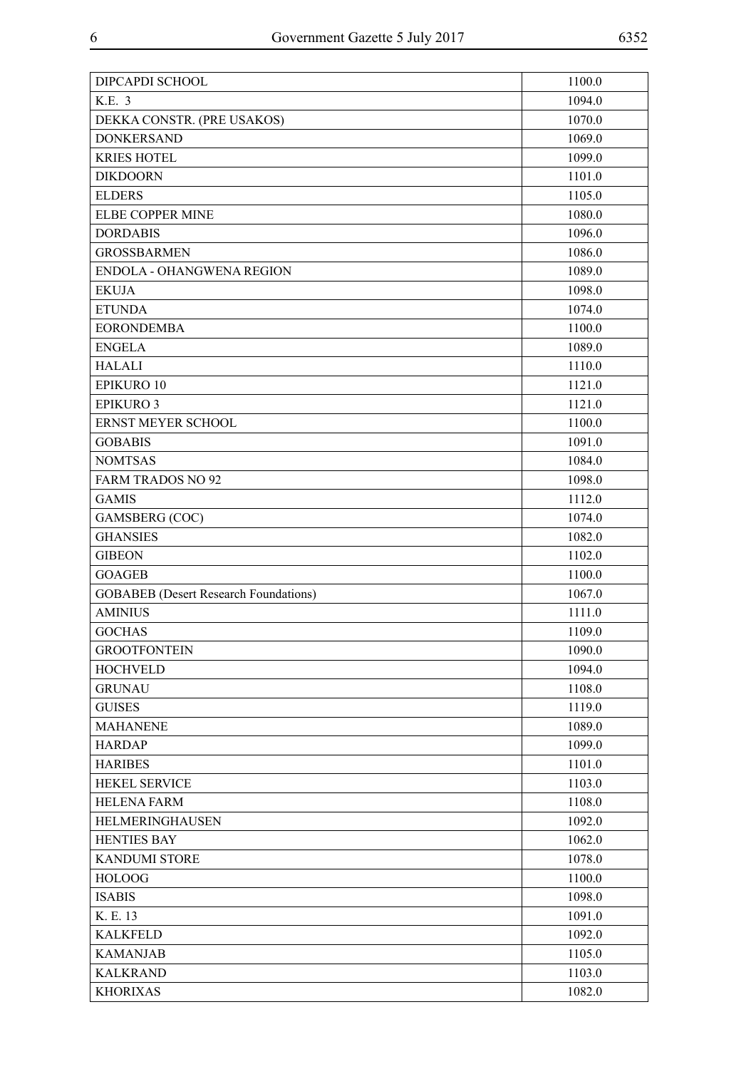| DIPCAPDI SCHOOL | 1100.0 |
|---|---|
| K.E. 3 | 1094.0 |
| DEKKA CONSTR. (PRE USAKOS) | 1070.0 |
| DONKERSAND | 1069.0 |
| KRIES HOTEL | 1099.0 |
| DIKDOORN | 1101.0 |
| ELDERS | 1105.0 |
| ELBE COPPER MINE | 1080.0 |
| DORDABIS | 1096.0 |
| GROSSBARMEN | 1086.0 |
| ENDOLA - OHANGWENA REGION | 1089.0 |
| EKUJA | 1098.0 |
| ETUNDA | 1074.0 |
| EORONDEMBA | 1100.0 |
| ENGELA | 1089.0 |
| HALALI | 1110.0 |
| EPIKURO 10 | 1121.0 |
| EPIKURO 3 | 1121.0 |
| ERNST MEYER SCHOOL | 1100.0 |
| GOBABIS | 1091.0 |
| NOMTSAS | 1084.0 |
| FARM TRADOS NO 92 | 1098.0 |
| GAMIS | 1112.0 |
| GAMSBERG (COC) | 1074.0 |
| GHANSIES | 1082.0 |
| GIBEON | 1102.0 |
| GOAGEB | 1100.0 |
| GOBABEB (Desert Research Foundations) | 1067.0 |
| AMINIUS | 1111.0 |
| GOCHAS | 1109.0 |
| GROOTFONTEIN | 1090.0 |
| HOCHVELD | 1094.0 |
| GRUNAU | 1108.0 |
| GUISES | 1119.0 |
| MAHANENE | 1089.0 |
| HARDAP | 1099.0 |
| HARIBES | 1101.0 |
| HEKEL SERVICE | 1103.0 |
| HELENA FARM | 1108.0 |
| HELMERINGHAUSEN | 1092.0 |
| HENTIES BAY | 1062.0 |
| KANDUMI STORE | 1078.0 |
| HOLOOG | 1100.0 |
| ISABIS | 1098.0 |
| K. E. 13 | 1091.0 |
| KALKFELD | 1092.0 |
| KAMANJAB | 1105.0 |
| KALKRAND | 1103.0 |
| KHORIXAS | 1082.0 |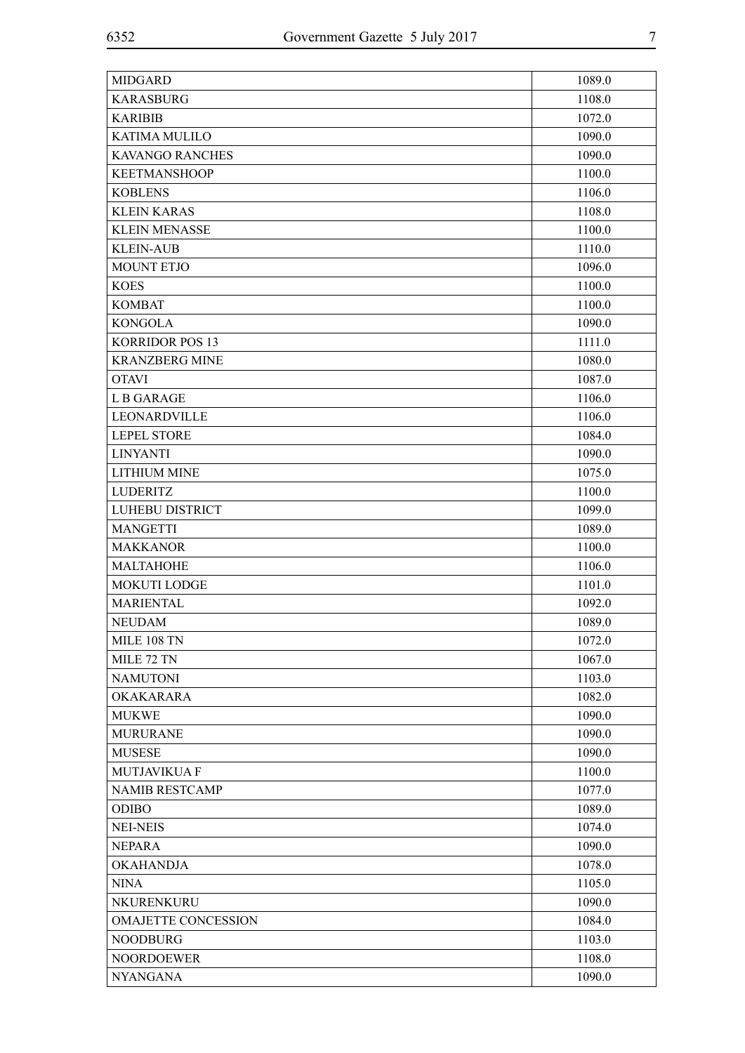| | |
|---|---|
| MIDGARD | 1089.0 |
| KARASBURG | 1108.0 |
| KARIBIB | 1072.0 |
| KATIMA MULILO | 1090.0 |
| KAVANGO RANCHES | 1090.0 |
| KEETMANSHOOP | 1100.0 |
| KOBLENS | 1106.0 |
| KLEIN KARAS | 1108.0 |
| KLEIN MENASSE | 1100.0 |
| KLEIN-AUB | 1110.0 |
| MOUNT ETJO | 1096.0 |
| KOES | 1100.0 |
| KOMBAT | 1100.0 |
| KONGOLA | 1090.0 |
| KORRIDOR POS 13 | 1111.0 |
| KRANZBERG MINE | 1080.0 |
| OTAVI | 1087.0 |
| L B GARAGE | 1106.0 |
| LEONARDVILLE | 1106.0 |
| LEPEL STORE | 1084.0 |
| LINYANTI | 1090.0 |
| LITHIUM MINE | 1075.0 |
| LUDERITZ | 1100.0 |
| LUHEBU DISTRICT | 1099.0 |
| MANGETTI | 1089.0 |
| MAKKANOR | 1100.0 |
| MALTAHOHE | 1106.0 |
| MOKUTI LODGE | 1101.0 |
| MARIENTAL | 1092.0 |
| NEUDAM | 1089.0 |
| MILE 108 TN | 1072.0 |
| MILE 72 TN | 1067.0 |
| NAMUTONI | 1103.0 |
| OKAKARARA | 1082.0 |
| MUKWE | 1090.0 |
| MURURANE | 1090.0 |
| MUSESE | 1090.0 |
| MUTJAVIKUA F | 1100.0 |
| NAMIB RESTCAMP | 1077.0 |
| ODIBO | 1089.0 |
| NEI-NEIS | 1074.0 |
| NEPARA | 1090.0 |
| OKAHANDJA | 1078.0 |
| NINA | 1105.0 |
| NKURENKURU | 1090.0 |
| OMAJETTE CONCESSION | 1084.0 |
| NOODBURG | 1103.0 |
| NOORDOEWER | 1108.0 |
| NYANGANA | 1090.0 |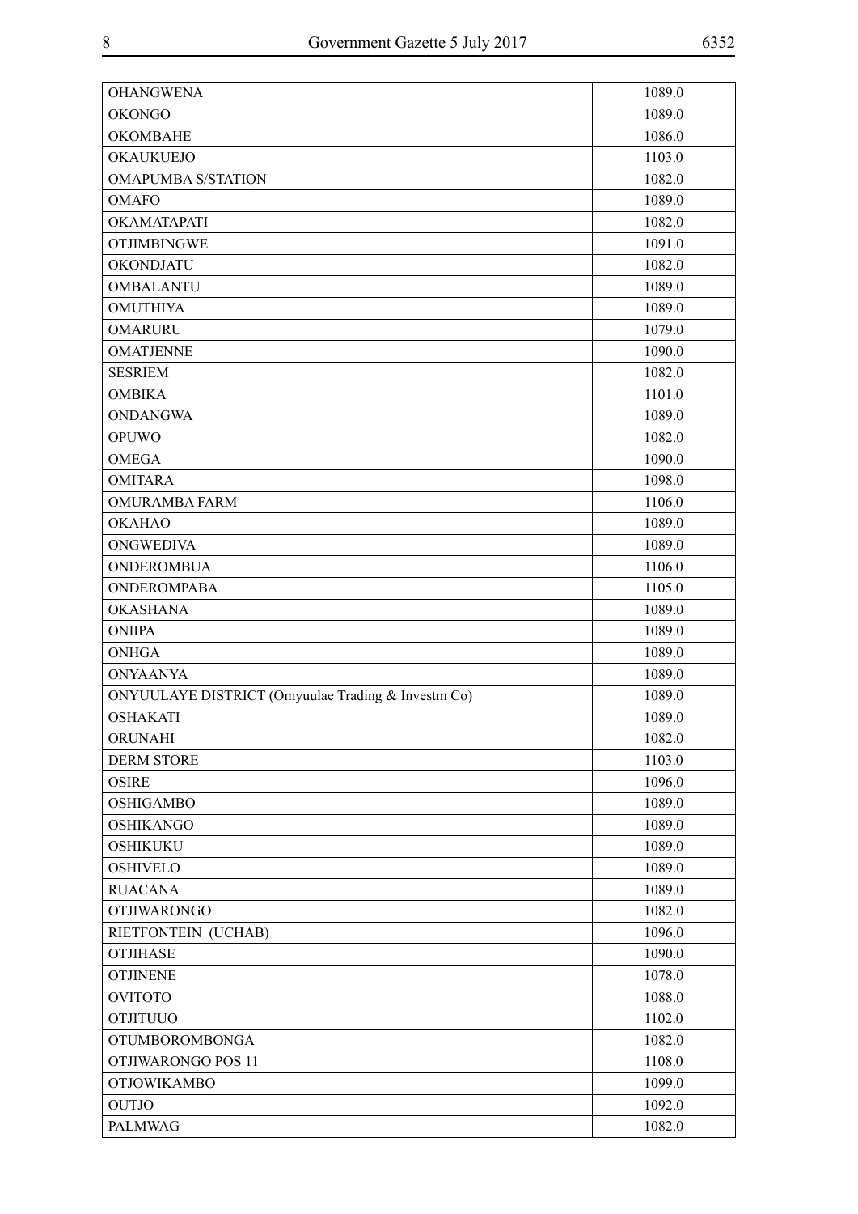| OHANGWENA | 1089.0 |
|---|---|
| OKONGO | 1089.0 |
| OKOMBAHE | 1086.0 |
| OKAUKUEJO | 1103.0 |
| OMAPUMBA S/STATION | 1082.0 |
| OMAFO | 1089.0 |
| OKAMATAPATI | 1082.0 |
| OTJIMBINGWE | 1091.0 |
| OKONDJATU | 1082.0 |
| OMBALANTU | 1089.0 |
| OMUTHIYA | 1089.0 |
| OMARURU | 1079.0 |
| OMATJENNE | 1090.0 |
| SESRIEM | 1082.0 |
| OMBIKA | 1101.0 |
| ONDANGWA | 1089.0 |
| OPUWO | 1082.0 |
| OMEGA | 1090.0 |
| OMITARA | 1098.0 |
| OMURAMBA FARM | 1106.0 |
| OKAHAO | 1089.0 |
| ONGWEDIVA | 1089.0 |
| ONDEROMBUA | 1106.0 |
| ONDEROMPABA | 1105.0 |
| OKASHANA | 1089.0 |
| ONIIPA | 1089.0 |
| ONHGA | 1089.0 |
| ONYAANYA | 1089.0 |
| ONYUULAYE DISTRICT (Omyuulae Trading & Investm Co) | 1089.0 |
| OSHAKATI | 1089.0 |
| ORUNAHI | 1082.0 |
| DERM STORE | 1103.0 |
| OSIRE | 1096.0 |
| OSHIGAMBO | 1089.0 |
| OSHIKANGO | 1089.0 |
| OSHIKUKU | 1089.0 |
| OSHIVELO | 1089.0 |
| RUACANA | 1089.0 |
| OTJIWARONGO | 1082.0 |
| RIETFONTEIN (UCHAB) | 1096.0 |
| OTJIHASE | 1090.0 |
| OTJINENE | 1078.0 |
| OVITOTO | 1088.0 |
| OTJITUUO | 1102.0 |
| OTUMBOROMBONGA | 1082.0 |
| OTJIWARONGO POS 11 | 1108.0 |
| OTJOWIKAMBO | 1099.0 |
| OUTJO | 1092.0 |
| PALMWAG | 1082.0 |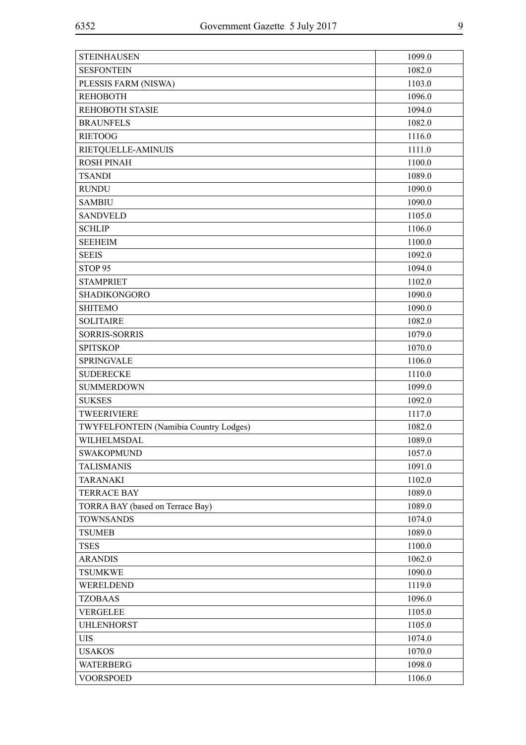| STEINHAUSEN | 1099.0 |
|---|---|
| SESFONTEIN | 1082.0 |
| PLESSIS FARM (NISWA) | 1103.0 |
| REHOBOTH | 1096.0 |
| REHOBOTH STASIE | 1094.0 |
| BRAUNFELS | 1082.0 |
| RIETOOG | 1116.0 |
| RIETQUELLE-AMINUIS | 1111.0 |
| ROSH PINAH | 1100.0 |
| TSANDI | 1089.0 |
| RUNDU | 1090.0 |
| SAMBIU | 1090.0 |
| SANDVELD | 1105.0 |
| SCHLIP | 1106.0 |
| SEEHEIM | 1100.0 |
| SEEIS | 1092.0 |
| STOP 95 | 1094.0 |
| STAMPRIET | 1102.0 |
| SHADIKONGORO | 1090.0 |
| SHITEMO | 1090.0 |
| SOLITAIRE | 1082.0 |
| SORRIS-SORRIS | 1079.0 |
| SPITSKOP | 1070.0 |
| SPRINGVALE | 1106.0 |
| SUDERECKE | 1110.0 |
| SUMMERDOWN | 1099.0 |
| SUKSES | 1092.0 |
| TWEERIVIERE | 1117.0 |
| TWYFELFONTEIN (Namibia Country Lodges) | 1082.0 |
| WILHELMSDAL | 1089.0 |
| SWAKOPMUND | 1057.0 |
| TALISMANIS | 1091.0 |
| TARANAKI | 1102.0 |
| TERRACE BAY | 1089.0 |
| TORRA BAY (based on Terrace Bay) | 1089.0 |
| TOWNSANDS | 1074.0 |
| TSUMEB | 1089.0 |
| TSES | 1100.0 |
| ARANDIS | 1062.0 |
| TSUMKWE | 1090.0 |
| WERELDEND | 1119.0 |
| TZOBAAS | 1096.0 |
| VERGELEE | 1105.0 |
| UHLENHORST | 1105.0 |
| UIS | 1074.0 |
| USAKOS | 1070.0 |
| WATERBERG | 1098.0 |
| VOORSPOED | 1106.0 |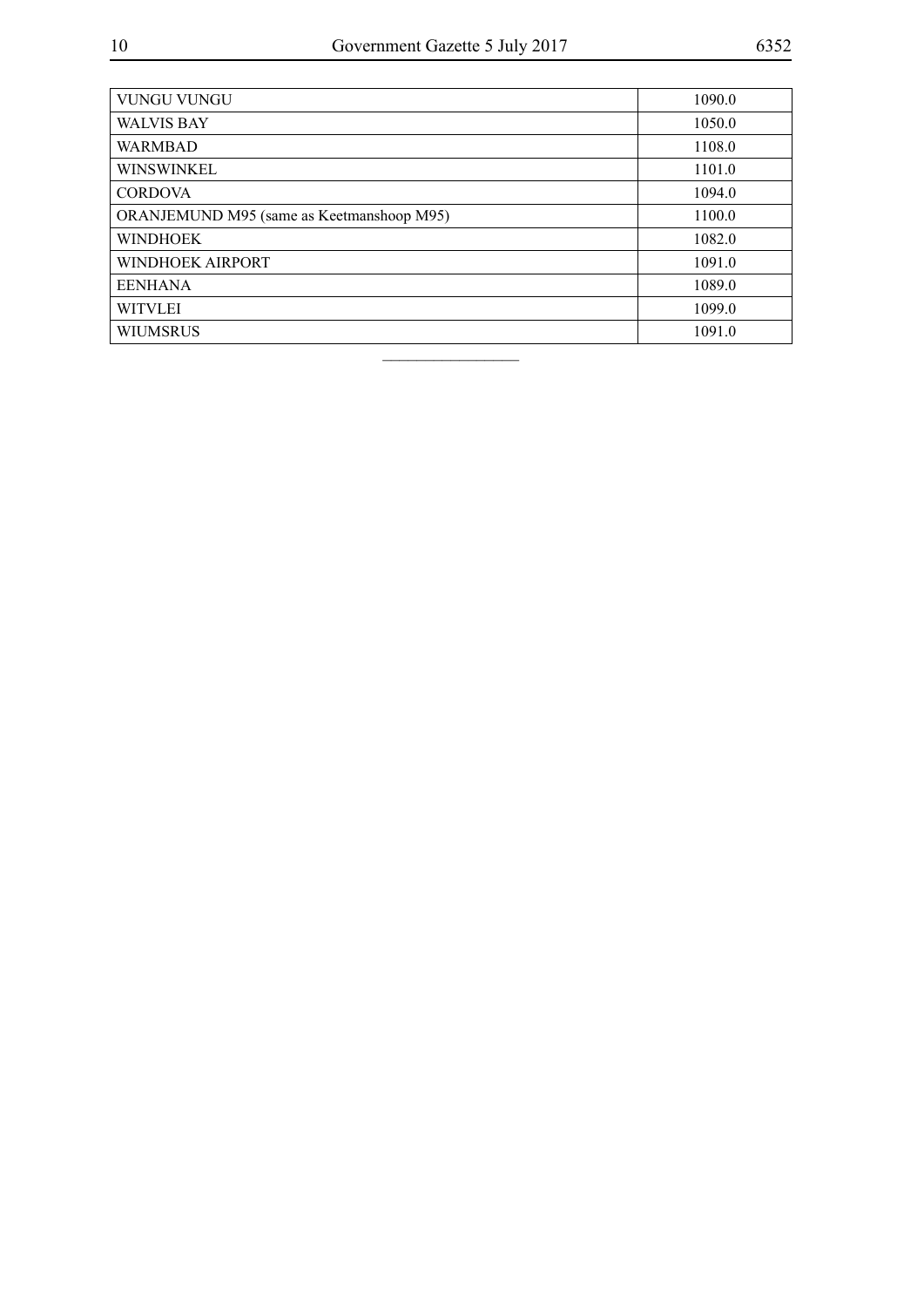| | |
|---|---|
| VUNGU VUNGU | 1090.0 |
| WALVIS BAY | 1050.0 |
| WARMBAD | 1108.0 |
| WINSWINKEL | 1101.0 |
| CORDOVA | 1094.0 |
| ORANJEMUND M95 (same as Keetmanshoop M95) | 1100.0 |
| WINDHOEK | 1082.0 |
| WINDHOEK AIRPORT | 1091.0 |
| EENHANA | 1089.0 |
| WITVLEI | 1099.0 |
| WIUMSRUS | 1091.0 |

________________